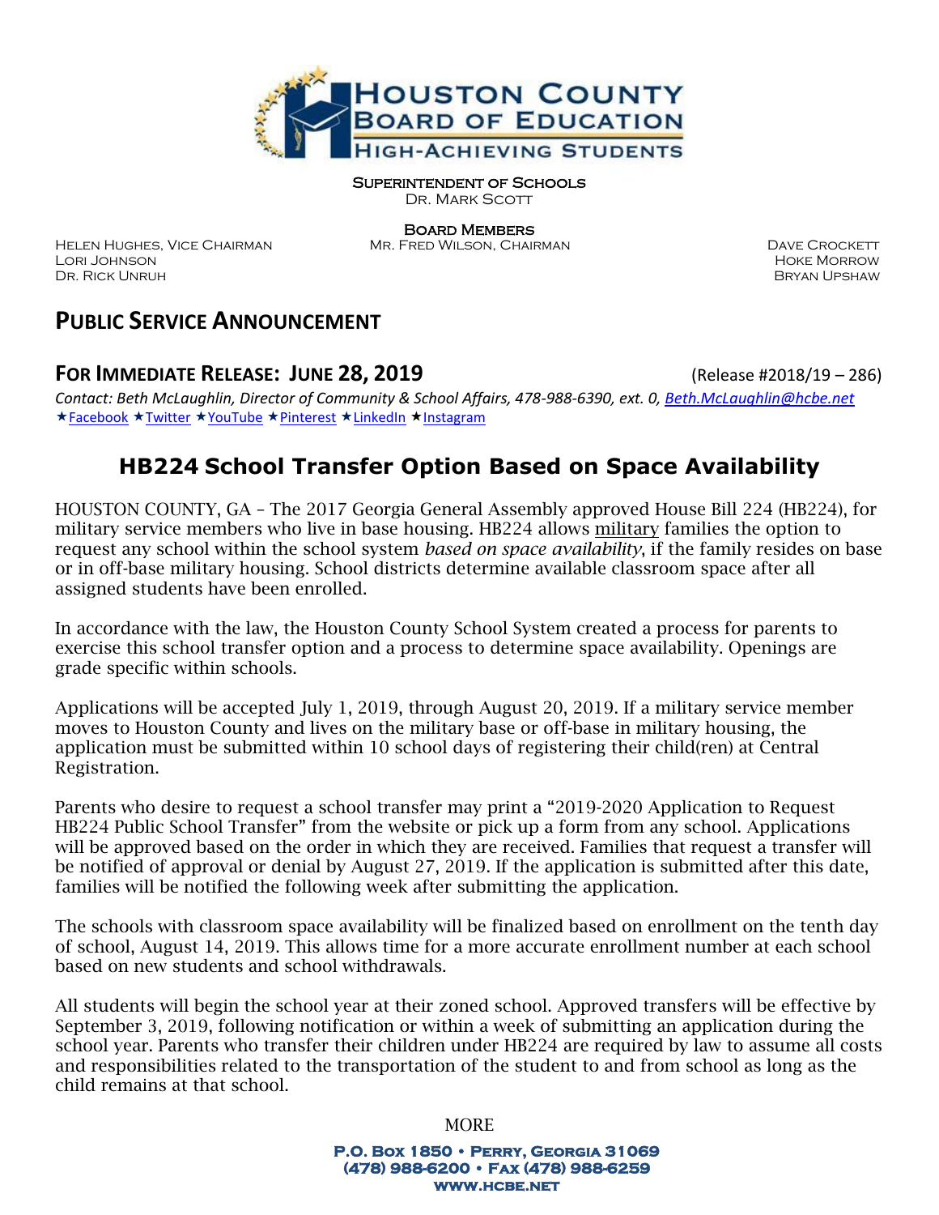HOUSTON COUNTY BOARD OF EDUCATION

HIGH-ACHIEVING STUDENTS

SUPERINTENDENT OF SCHOOLS
DR. MARK SCOTT

BOARD MEMBERS

MR. FRED WILSON, CHAIRMAN

HELEN HUGHES, VICE CHAIRMAN
LORI JOHNSON
DR. RICK UNRUH

DAVE CROCKETT
HOKE MORROW
BRYAN UPSHAW

## PUBLIC SERVICE ANNOUNCEMENT

### FOR IMMEDIATE RELEASE: JUNE 28, 2019 (Release #2018/19 – 286)

*Contact: Beth McLaughlin, Director of Community & School Affairs, 478-988-6390, ext. 0, Beth.McLaughlin@hcbe.net*
★Facebook ★Twitter ★YouTube ★Pinterest ★LinkedIn ★Instagram

# HB224 School Transfer Option Based on Space Availability

HOUSTON COUNTY, GA – The 2017 Georgia General Assembly approved House Bill 224 (HB224), for military service members who live in base housing. HB224 allows military families the option to request any school within the school system *based on space availability*, if the family resides on base or in off-base military housing. School districts determine available classroom space after all assigned students have been enrolled.

In accordance with the law, the Houston County School System created a process for parents to exercise this school transfer option and a process to determine space availability. Openings are grade specific within schools.

Applications will be accepted July 1, 2019, through August 20, 2019. If a military service member moves to Houston County and lives on the military base or off-base in military housing, the application must be submitted within 10 school days of registering their child(ren) at Central Registration.

Parents who desire to request a school transfer may print a "2019-2020 Application to Request HB224 Public School Transfer" from the website or pick up a form from any school. Applications will be approved based on the order in which they are received. Families that request a transfer will be notified of approval or denial by August 27, 2019. If the application is submitted after this date, families will be notified the following week after submitting the application.

The schools with classroom space availability will be finalized based on enrollment on the tenth day of school, August 14, 2019. This allows time for a more accurate enrollment number at each school based on new students and school withdrawals.

All students will begin the school year at their zoned school. Approved transfers will be effective by September 3, 2019, following notification or within a week of submitting an application during the school year. Parents who transfer their children under HB224 are required by law to assume all costs and responsibilities related to the transportation of the student to and from school as long as the child remains at that school.

MORE

P.O. Box 1850 • Perry, Georgia 31069
(478) 988-6200 • Fax (478) 988-6259
www.hcbe.net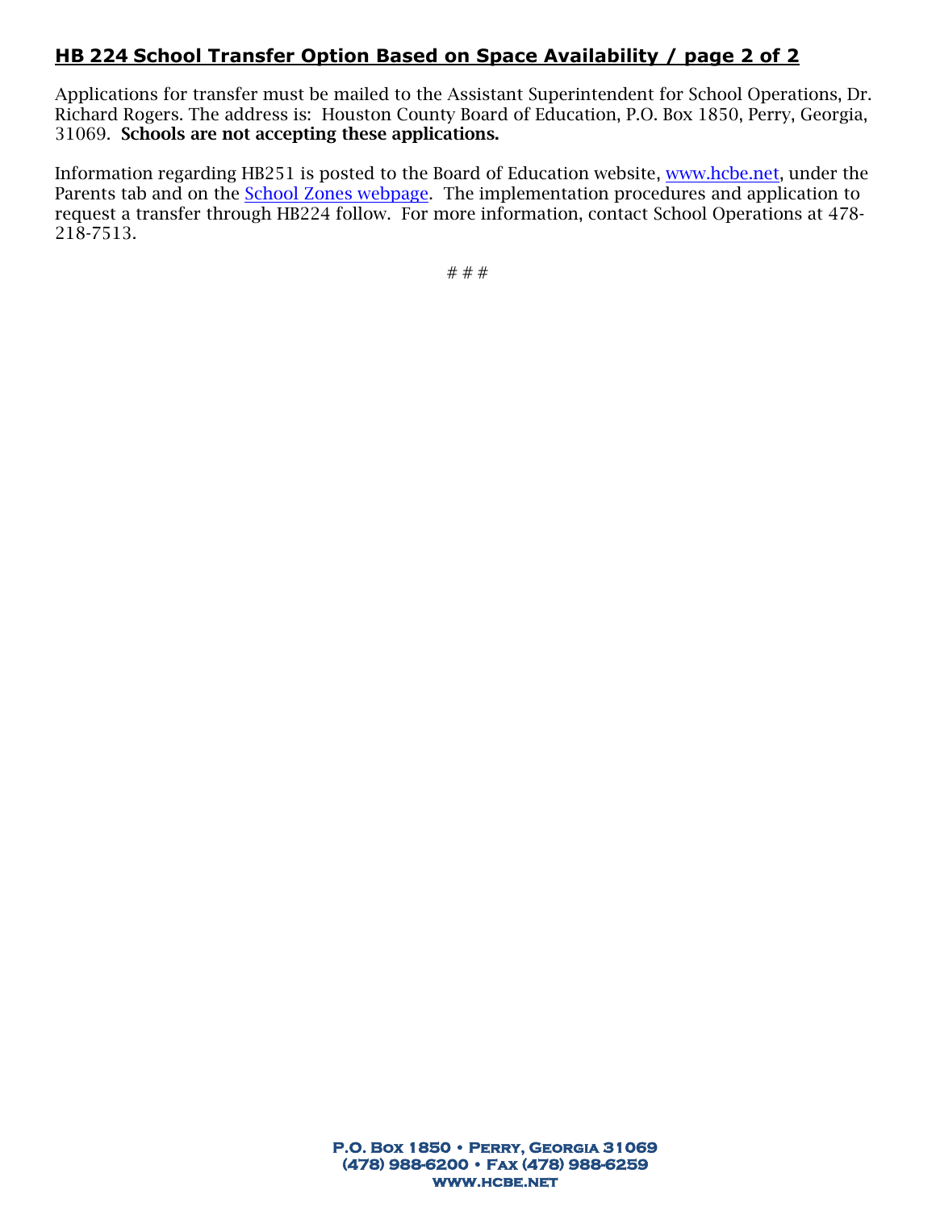## HB 224 School Transfer Option Based on Space Availability / page 2 of 2

Applications for transfer must be mailed to the Assistant Superintendent for School Operations, Dr. Richard Rogers. The address is: Houston County Board of Education, P.O. Box 1850, Perry, Georgia, 31069. **Schools are not accepting these applications.**

Information regarding HB251 is posted to the Board of Education website, [www.hcbe.net](www.hcbe.net), under the Parents tab and on the [School Zones webpage](). The implementation procedures and application to request a transfer through HB224 follow. For more information, contact School Operations at 478-218-7513.

# # #

**P.O. Box 1850 • Perry, Georgia 31069**
**(478) 988-6200 • Fax (478) 988-6259**
**www.hcbe.net**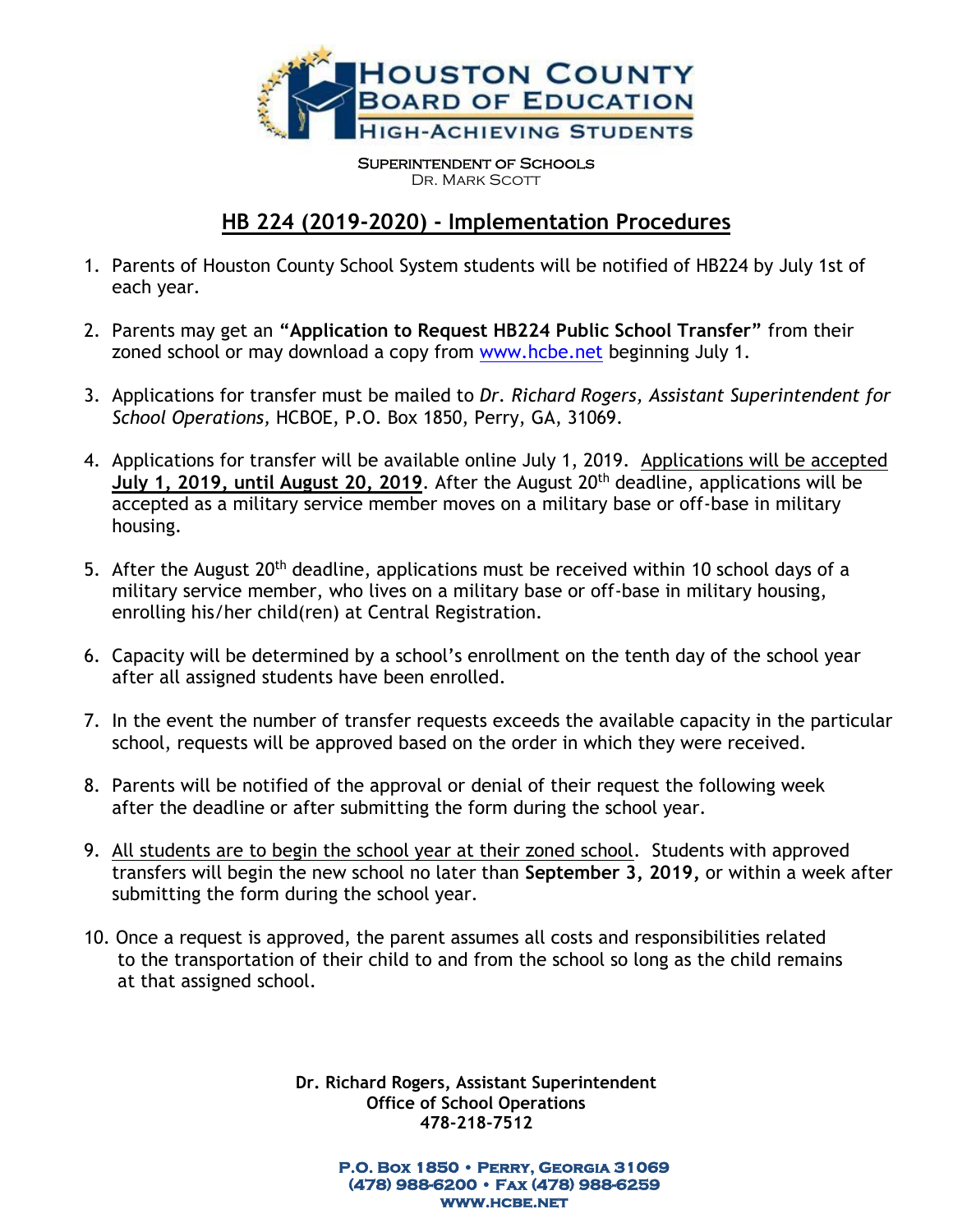# Houston County Board of Education

High-Achieving Students

Superintendent of Schools
Dr. Mark Scott

## HB 224 (2019-2020) - Implementation Procedures

1. Parents of Houston County School System students will be notified of HB224 by July 1st of each year.

2. Parents may get an **"Application to Request HB224 Public School Transfer"** from their zoned school or may download a copy from www.hcbe.net beginning July 1.

3. Applications for transfer must be mailed to *Dr. Richard Rogers, Assistant Superintendent for School Operations,* HCBOE, P.O. Box 1850, Perry, GA, 31069.

4. Applications for transfer will be available online July 1, 2019. Applications will be accepted **July 1, 2019, until August 20, 2019**. After the August 20th deadline, applications will be accepted as a military service member moves on a military base or off-base in military housing.

5. After the August 20th deadline, applications must be received within 10 school days of a military service member, who lives on a military base or off-base in military housing, enrolling his/her child(ren) at Central Registration.

6. Capacity will be determined by a school's enrollment on the tenth day of the school year after all assigned students have been enrolled.

7. In the event the number of transfer requests exceeds the available capacity in the particular school, requests will be approved based on the order in which they were received.

8. Parents will be notified of the approval or denial of their request the following week after the deadline or after submitting the form during the school year.

9. All students are to begin the school year at their zoned school. Students with approved transfers will begin the new school no later than **September 3, 2019,** or within a week after submitting the form during the school year.

10. Once a request is approved, the parent assumes all costs and responsibilities related to the transportation of their child to and from the school so long as the child remains at that assigned school.

**Dr. Richard Rogers, Assistant Superintendent**
**Office of School Operations**
**478-218-7512**

**P.O. Box 1850 • Perry, Georgia 31069**
**(478) 988-6200 • Fax (478) 988-6259**
**www.hcbe.net**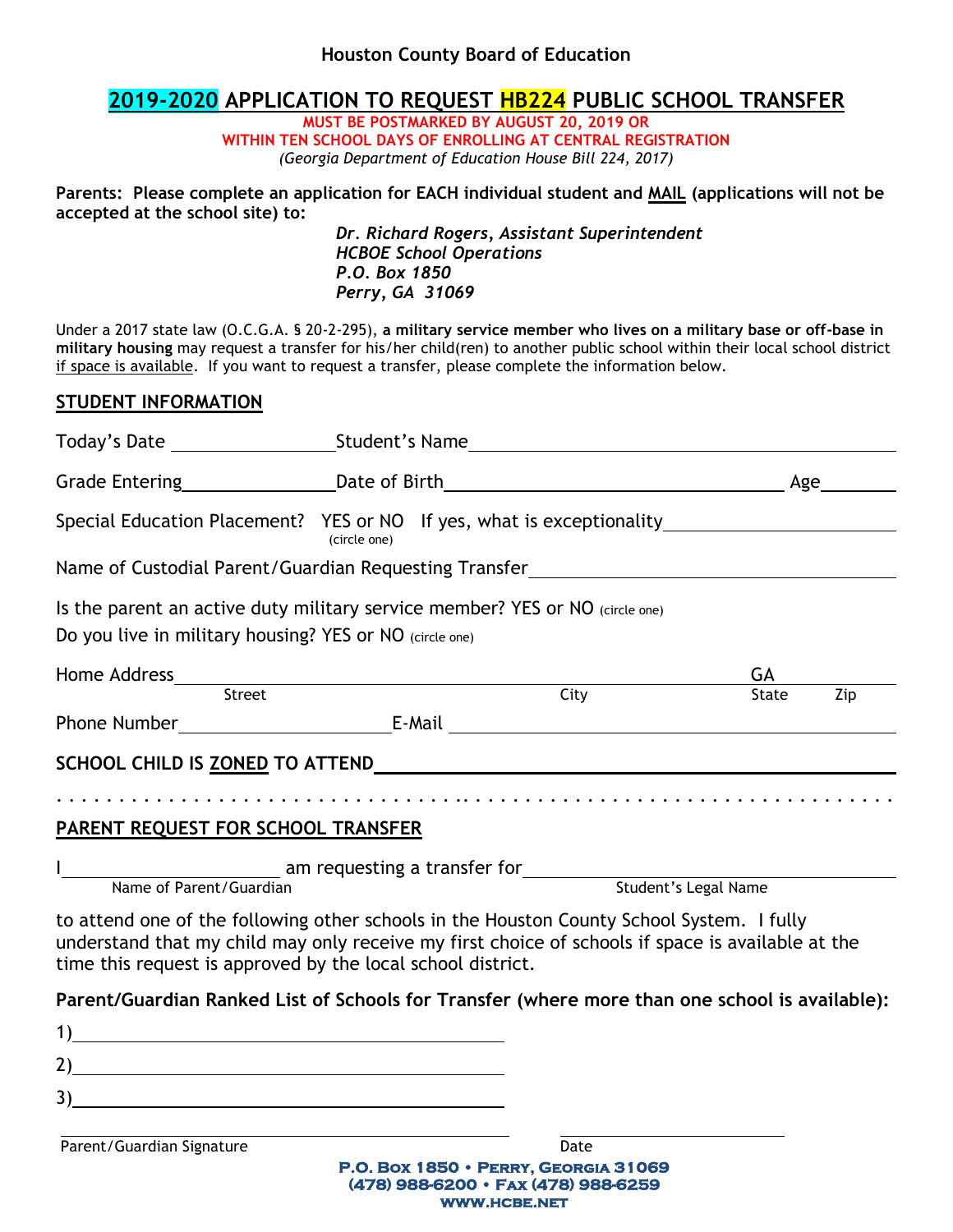Houston County Board of Education

# 2019-2020 APPLICATION TO REQUEST HB224 PUBLIC SCHOOL TRANSFER

**MUST BE POSTMARKED BY AUGUST 20, 2019 OR**
**WITHIN TEN SCHOOL DAYS OF ENROLLING AT CENTRAL REGISTRATION**
*(Georgia Department of Education House Bill 224, 2017)*

**Parents: Please complete an application for EACH individual student and MAIL (applications will not be accepted at the school site) to:**

*Dr. Richard Rogers, Assistant Superintendent*
*HCBOE School Operations*
*P.O. Box 1850*
*Perry, GA 31069*

Under a 2017 state law (O.C.G.A. § 20-2-295), **a military service member who lives on a military base or off-base in military housing** may request a transfer for his/her child(ren) to another public school within their local school district if space is available. If you want to request a transfer, please complete the information below.

## STUDENT INFORMATION

Today's Date ________________ Student's Name ________________________________________

Grade Entering ________________ Date of Birth ________________________________ Age ________

Special Education Placement? YES or NO (circle one) If yes, what is exceptionality ____________________

Name of Custodial Parent/Guardian Requesting Transfer ________________________________________

Is the parent an active duty military service member? YES or NO (circle one)

Do you live in military housing? YES or NO (circle one)

Home Address ________________________________________ GA ________
Street City State Zip

Phone Number ____________________ E-Mail ________________________________________

**SCHOOL CHILD IS ZONED TO ATTEND** ________________________________________

. . . . . . . . . . . . . . . . . . . . . . . . . . . . . . . . . . . . . . . . . . . . . . . . . . . . . . . . . . . . . . . .

## PARENT REQUEST FOR SCHOOL TRANSFER

I ______________________ am requesting a transfer for ________________________________________
Name of Parent/Guardian Student's Legal Name

to attend one of the following other schools in the Houston County School System. I fully understand that my child may only receive my first choice of schools if space is available at the time this request is approved by the local school district.

**Parent/Guardian Ranked List of Schools for Transfer (where more than one school is available):**

1) ________________________________________

2) ________________________________________

3) ________________________________________

________________________________________ ________________________
Parent/Guardian Signature Date

P.O. Box 1850 • Perry, Georgia 31069
(478) 988-6200 • Fax (478) 988-6259
www.hcbe.net